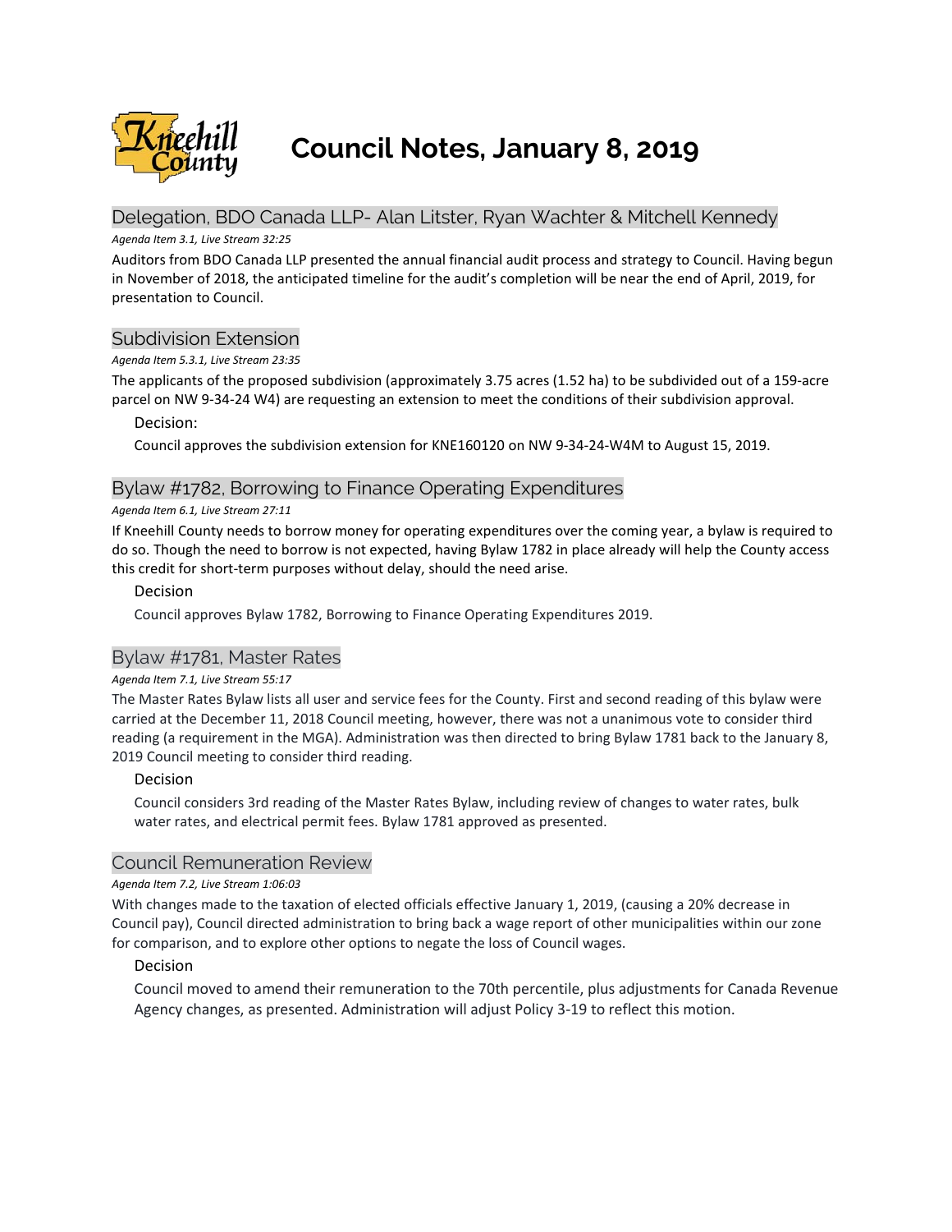# Council Notes, January 8, 2019

## Delegation, BDO Canada LLP- Alan Litster, Ryan Wachter & Mitchell Kennedy

*Agenda Item 3.1, Live Stream 32:25*

Auditors from BDO Canada LLP presented the annual financial audit process and strategy to Council. Having begun in November of 2018, the anticipated timeline for the audit's completion will be near the end of April, 2019, for presentation to Council.

## Subdivision Extension

*Agenda Item 5.3.1, Live Stream 23:35*

The applicants of the proposed subdivision (approximately 3.75 acres (1.52 ha) to be subdivided out of a 159-acre parcel on NW 9-34-24 W4) are requesting an extension to meet the conditions of their subdivision approval.

Decision:

Council approves the subdivision extension for KNE160120 on NW 9-34-24-W4M to August 15, 2019.

## Bylaw #1782, Borrowing to Finance Operating Expenditures

*Agenda Item 6.1, Live Stream 27:11*

If Kneehill County needs to borrow money for operating expenditures over the coming year, a bylaw is required to do so. Though the need to borrow is not expected, having Bylaw 1782 in place already will help the County access this credit for short-term purposes without delay, should the need arise.

Decision

Council approves Bylaw 1782, Borrowing to Finance Operating Expenditures 2019.

## Bylaw #1781, Master Rates

*Agenda Item 7.1, Live Stream 55:17*

The Master Rates Bylaw lists all user and service fees for the County. First and second reading of this bylaw were carried at the December 11, 2018 Council meeting, however, there was not a unanimous vote to consider third reading (a requirement in the MGA). Administration was then directed to bring Bylaw 1781 back to the January 8, 2019 Council meeting to consider third reading.

Decision

Council considers 3rd reading of the Master Rates Bylaw, including review of changes to water rates, bulk water rates, and electrical permit fees. Bylaw 1781 approved as presented.

## Council Remuneration Review

*Agenda Item 7.2, Live Stream 1:06:03*

With changes made to the taxation of elected officials effective January 1, 2019, (causing a 20% decrease in Council pay), Council directed administration to bring back a wage report of other municipalities within our zone for comparison, and to explore other options to negate the loss of Council wages.

Decision

Council moved to amend their remuneration to the 70th percentile, plus adjustments for Canada Revenue Agency changes, as presented. Administration will adjust Policy 3-19 to reflect this motion.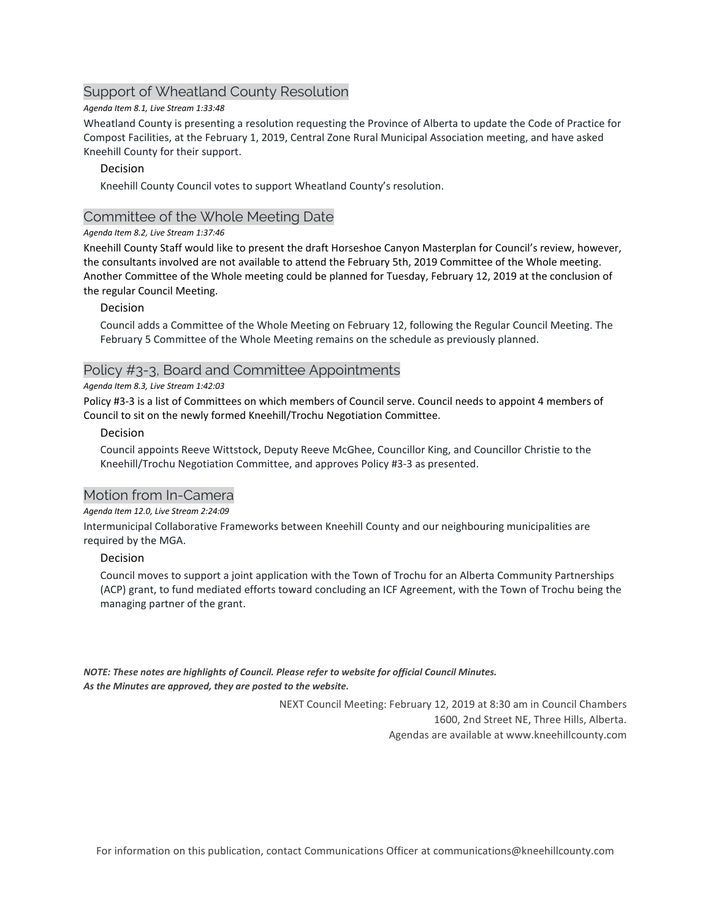## Support of Wheatland County Resolution

*Agenda Item 8.1, Live Stream 1:33:48*

Wheatland County is presenting a resolution requesting the Province of Alberta to update the Code of Practice for Compost Facilities, at the February 1, 2019, Central Zone Rural Municipal Association meeting, and have asked Kneehill County for their support.

### Decision

Kneehill County Council votes to support Wheatland County's resolution.

## Committee of the Whole Meeting Date

*Agenda Item 8.2, Live Stream 1:37:46*

Kneehill County Staff would like to present the draft Horseshoe Canyon Masterplan for Council's review, however, the consultants involved are not available to attend the February 5th, 2019 Committee of the Whole meeting. Another Committee of the Whole meeting could be planned for Tuesday, February 12, 2019 at the conclusion of the regular Council Meeting.

### Decision

Council adds a Committee of the Whole Meeting on February 12, following the Regular Council Meeting. The February 5 Committee of the Whole Meeting remains on the schedule as previously planned.

## Policy #3-3, Board and Committee Appointments

*Agenda Item 8.3, Live Stream 1:42:03*

Policy #3-3 is a list of Committees on which members of Council serve. Council needs to appoint 4 members of Council to sit on the newly formed Kneehill/Trochu Negotiation Committee.

### Decision

Council appoints Reeve Wittstock, Deputy Reeve McGhee, Councillor King, and Councillor Christie to the Kneehill/Trochu Negotiation Committee, and approves Policy #3-3 as presented.

## Motion from In-Camera

*Agenda Item 12.0, Live Stream 2:24:09*

Intermunicipal Collaborative Frameworks between Kneehill County and our neighbouring municipalities are required by the MGA.

### Decision

Council moves to support a joint application with the Town of Trochu for an Alberta Community Partnerships (ACP) grant, to fund mediated efforts toward concluding an ICF Agreement, with the Town of Trochu being the managing partner of the grant.

***NOTE: These notes are highlights of Council. Please refer to website for official Council Minutes. As the Minutes are approved, they are posted to the website.***

NEXT Council Meeting: February 12, 2019 at 8:30 am in Council Chambers
1600, 2nd Street NE, Three Hills, Alberta.
Agendas are available at www.kneehillcounty.com

For information on this publication, contact Communications Officer at communications@kneehillcounty.com